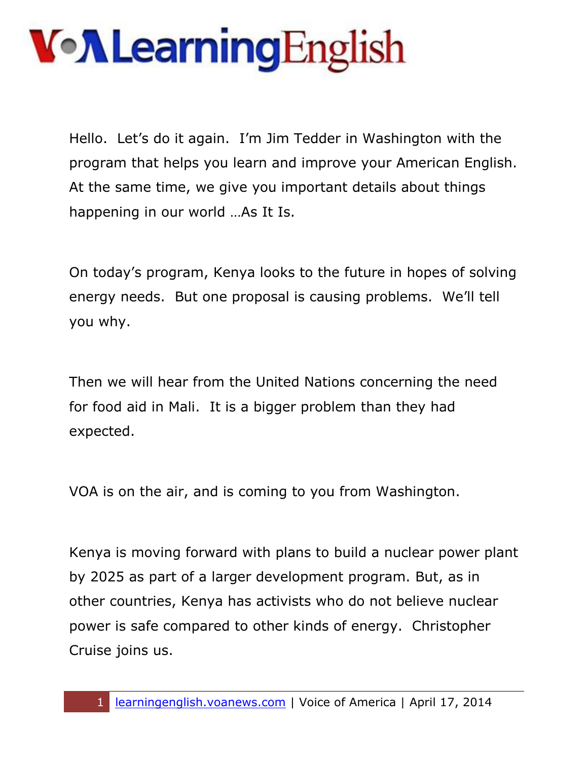# VOA Learning English

Hello. Let's do it again. I'm Jim Tedder in Washington with the program that helps you learn and improve your American English. At the same time, we give you important details about things happening in our world …As It Is.

On today's program, Kenya looks to the future in hopes of solving energy needs. But one proposal is causing problems. We'll tell you why.

Then we will hear from the United Nations concerning the need for food aid in Mali. It is a bigger problem than they had expected.

VOA is on the air, and is coming to you from Washington.

Kenya is moving forward with plans to build a nuclear power plant by 2025 as part of a larger development program. But, as in other countries, Kenya has activists who do not believe nuclear power is safe compared to other kinds of energy. Christopher Cruise joins us.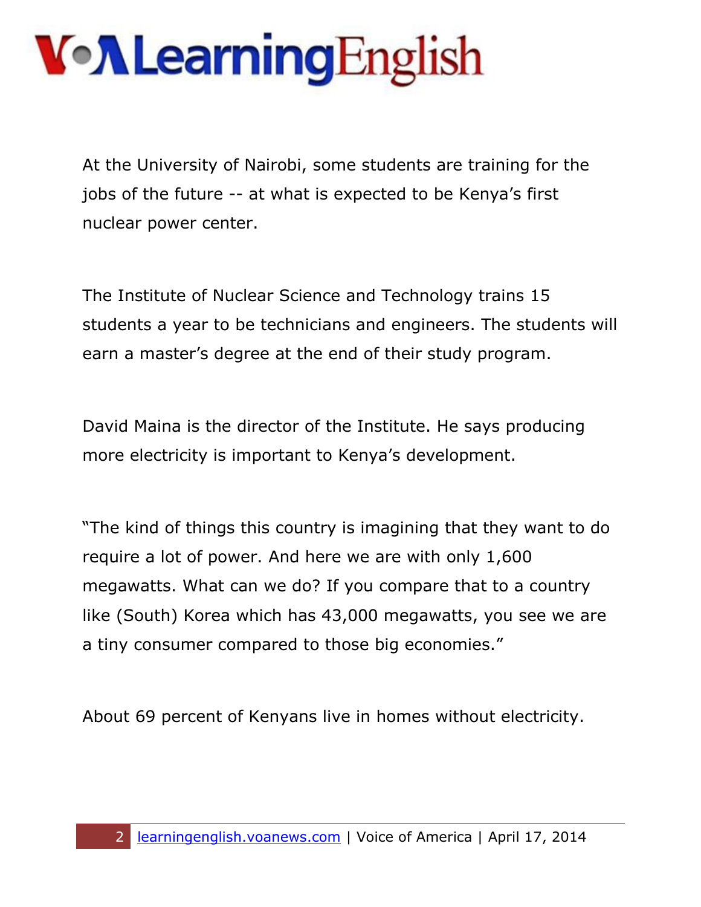At the University of Nairobi, some students are training for the jobs of the future -- at what is expected to be Kenya's first nuclear power center.

The Institute of Nuclear Science and Technology trains 15 students a year to be technicians and engineers. The students will earn a master's degree at the end of their study program.

David Maina is the director of the Institute. He says producing more electricity is important to Kenya's development.

"The kind of things this country is imagining that they want to do require a lot of power. And here we are with only 1,600 megawatts. What can we do? If you compare that to a country like (South) Korea which has 43,000 megawatts, you see we are a tiny consumer compared to those big economies."

About 69 percent of Kenyans live in homes without electricity.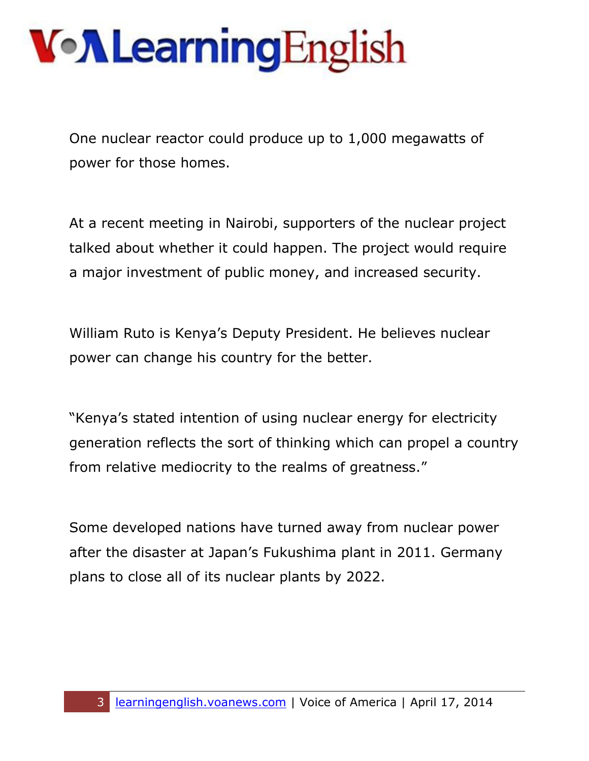One nuclear reactor could produce up to 1,000 megawatts of power for those homes.

At a recent meeting in Nairobi, supporters of the nuclear project talked about whether it could happen. The project would require a major investment of public money, and increased security.

William Ruto is Kenya's Deputy President. He believes nuclear power can change his country for the better.

"Kenya's stated intention of using nuclear energy for electricity generation reflects the sort of thinking which can propel a country from relative mediocrity to the realms of greatness."

Some developed nations have turned away from nuclear power after the disaster at Japan's Fukushima plant in 2011. Germany plans to close all of its nuclear plants by 2022.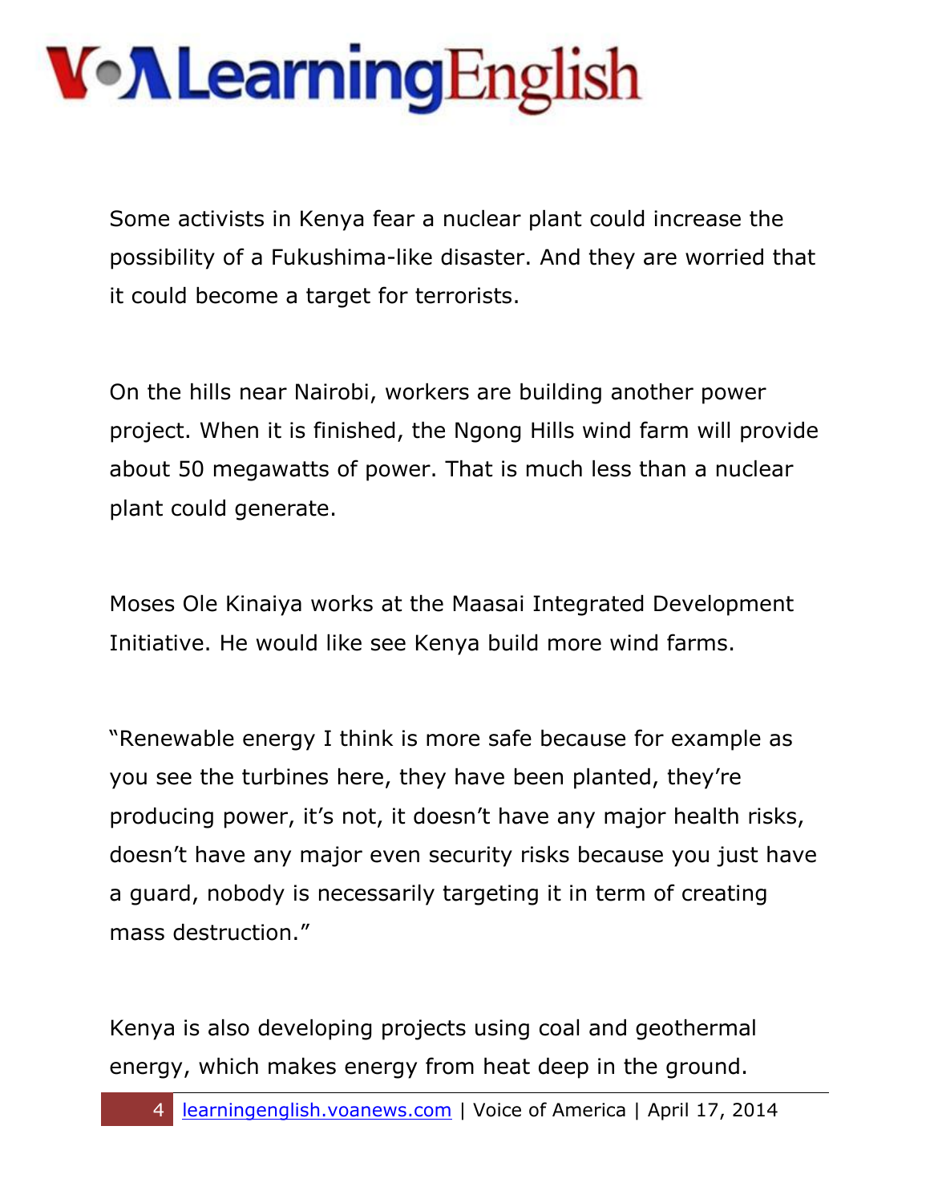Some activists in Kenya fear a nuclear plant could increase the possibility of a Fukushima-like disaster. And they are worried that it could become a target for terrorists.

On the hills near Nairobi, workers are building another power project. When it is finished, the Ngong Hills wind farm will provide about 50 megawatts of power. That is much less than a nuclear plant could generate.

Moses Ole Kinaiya works at the Maasai Integrated Development Initiative. He would like see Kenya build more wind farms.

"Renewable energy I think is more safe because for example as you see the turbines here, they have been planted, they're producing power, it's not, it doesn't have any major health risks, doesn't have any major even security risks because you just have a guard, nobody is necessarily targeting it in term of creating mass destruction."

Kenya is also developing projects using coal and geothermal energy, which makes energy from heat deep in the ground.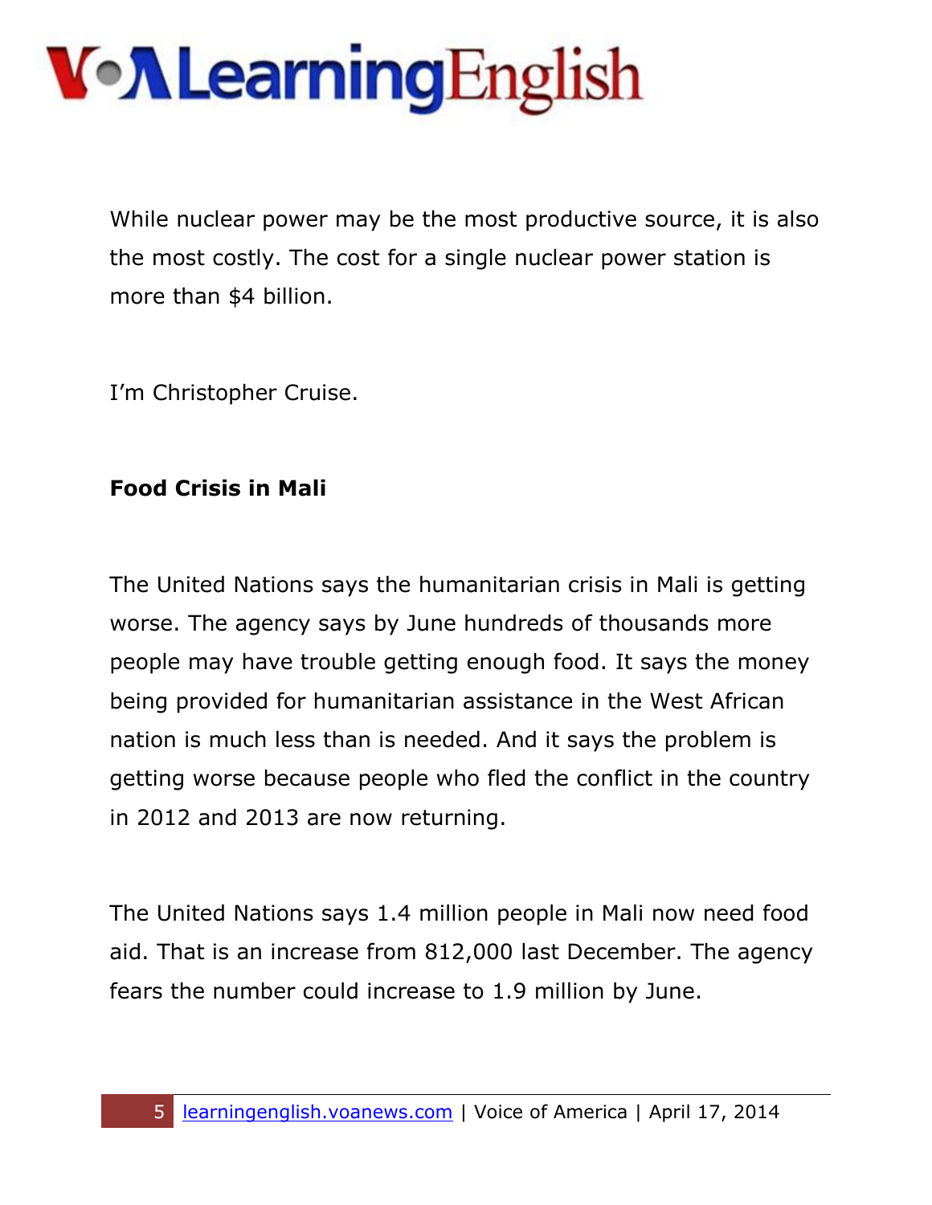While nuclear power may be the most productive source, it is also the most costly. The cost for a single nuclear power station is more than $4 billion.

I'm Christopher Cruise.

**Food Crisis in Mali**

The United Nations says the humanitarian crisis in Mali is getting worse. The agency says by June hundreds of thousands more people may have trouble getting enough food. It says the money being provided for humanitarian assistance in the West African nation is much less than is needed. And it says the problem is getting worse because people who fled the conflict in the country in 2012 and 2013 are now returning.

The United Nations says 1.4 million people in Mali now need food aid. That is an increase from 812,000 last December. The agency fears the number could increase to 1.9 million by June.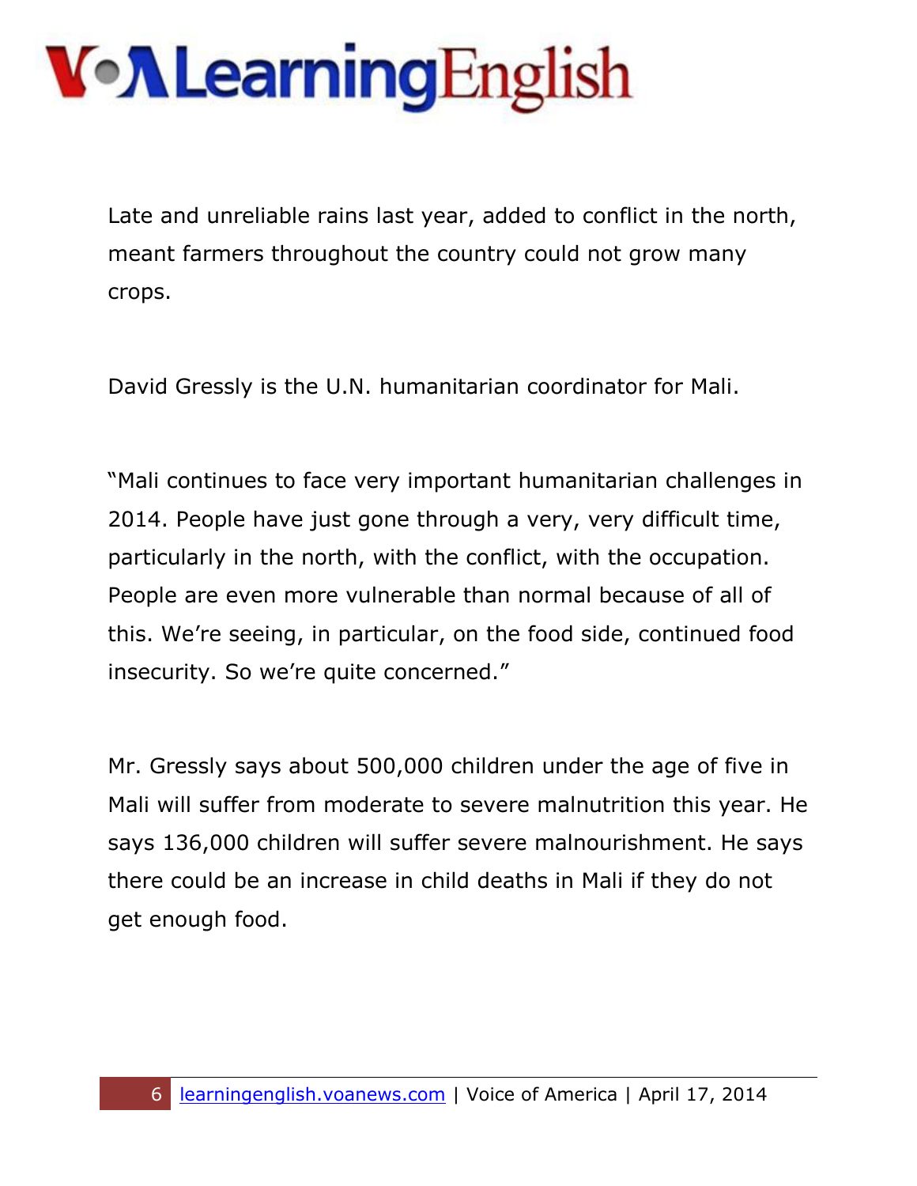Late and unreliable rains last year, added to conflict in the north, meant farmers throughout the country could not grow many crops.

David Gressly is the U.N. humanitarian coordinator for Mali.

"Mali continues to face very important humanitarian challenges in 2014. People have just gone through a very, very difficult time, particularly in the north, with the conflict, with the occupation. People are even more vulnerable than normal because of all of this. We're seeing, in particular, on the food side, continued food insecurity. So we're quite concerned."

Mr. Gressly says about 500,000 children under the age of five in Mali will suffer from moderate to severe malnutrition this year. He says 136,000 children will suffer severe malnourishment. He says there could be an increase in child deaths in Mali if they do not get enough food.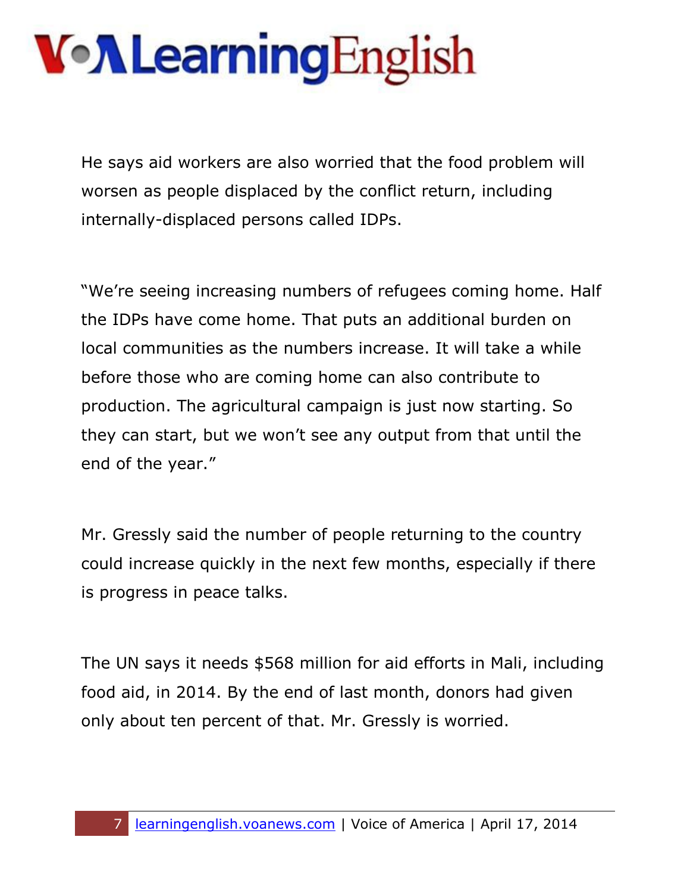He says aid workers are also worried that the food problem will worsen as people displaced by the conflict return, including internally-displaced persons called IDPs.

"We're seeing increasing numbers of refugees coming home. Half the IDPs have come home. That puts an additional burden on local communities as the numbers increase. It will take a while before those who are coming home can also contribute to production. The agricultural campaign is just now starting. So they can start, but we won't see any output from that until the end of the year."

Mr. Gressly said the number of people returning to the country could increase quickly in the next few months, especially if there is progress in peace talks.

The UN says it needs $568 million for aid efforts in Mali, including food aid, in 2014. By the end of last month, donors had given only about ten percent of that. Mr. Gressly is worried.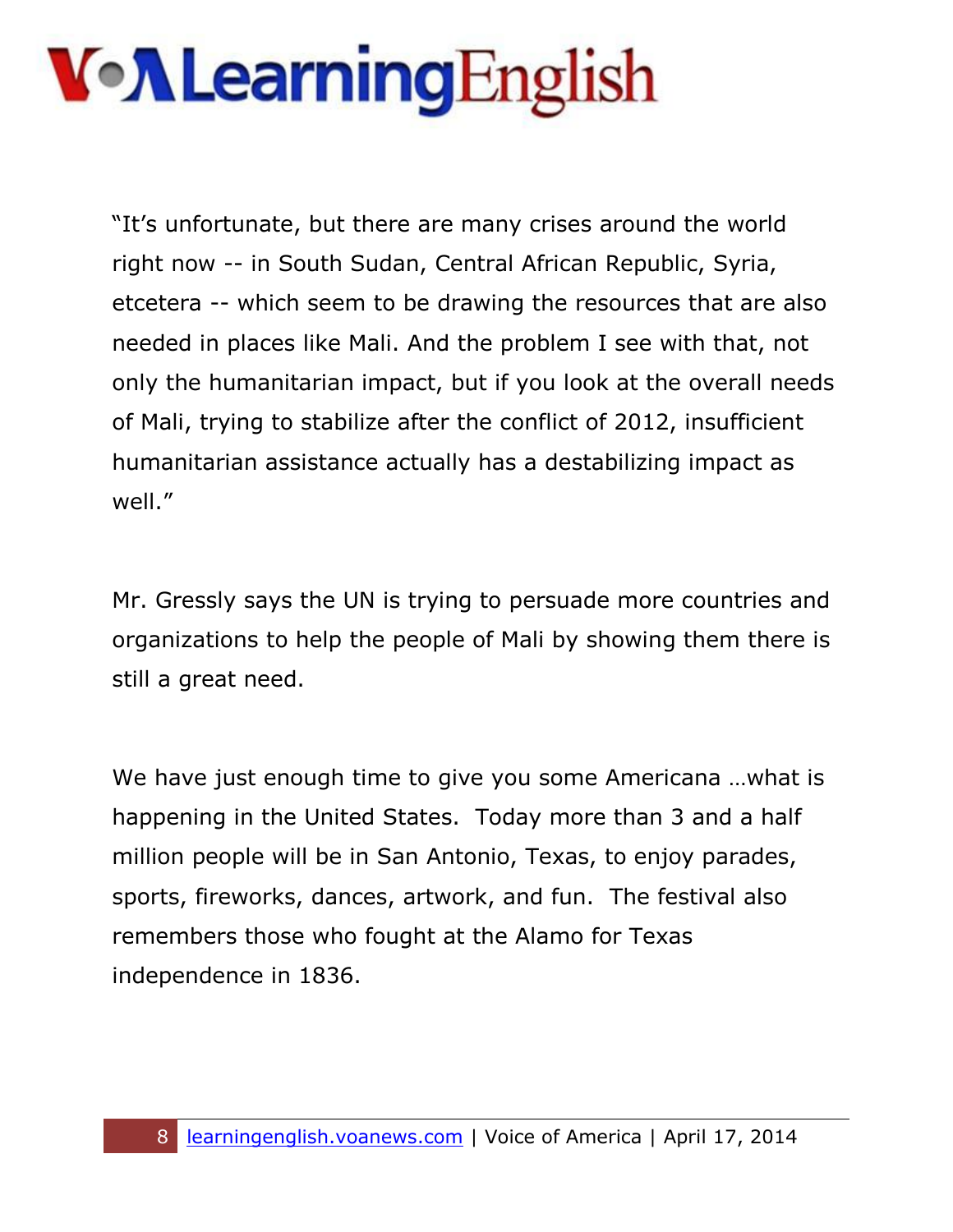"It's unfortunate, but there are many crises around the world right now -- in South Sudan, Central African Republic, Syria, etcetera -- which seem to be drawing the resources that are also needed in places like Mali. And the problem I see with that, not only the humanitarian impact, but if you look at the overall needs of Mali, trying to stabilize after the conflict of 2012, insufficient humanitarian assistance actually has a destabilizing impact as well."

Mr. Gressly says the UN is trying to persuade more countries and organizations to help the people of Mali by showing them there is still a great need.

We have just enough time to give you some Americana …what is happening in the United States. Today more than 3 and a half million people will be in San Antonio, Texas, to enjoy parades, sports, fireworks, dances, artwork, and fun. The festival also remembers those who fought at the Alamo for Texas independence in 1836.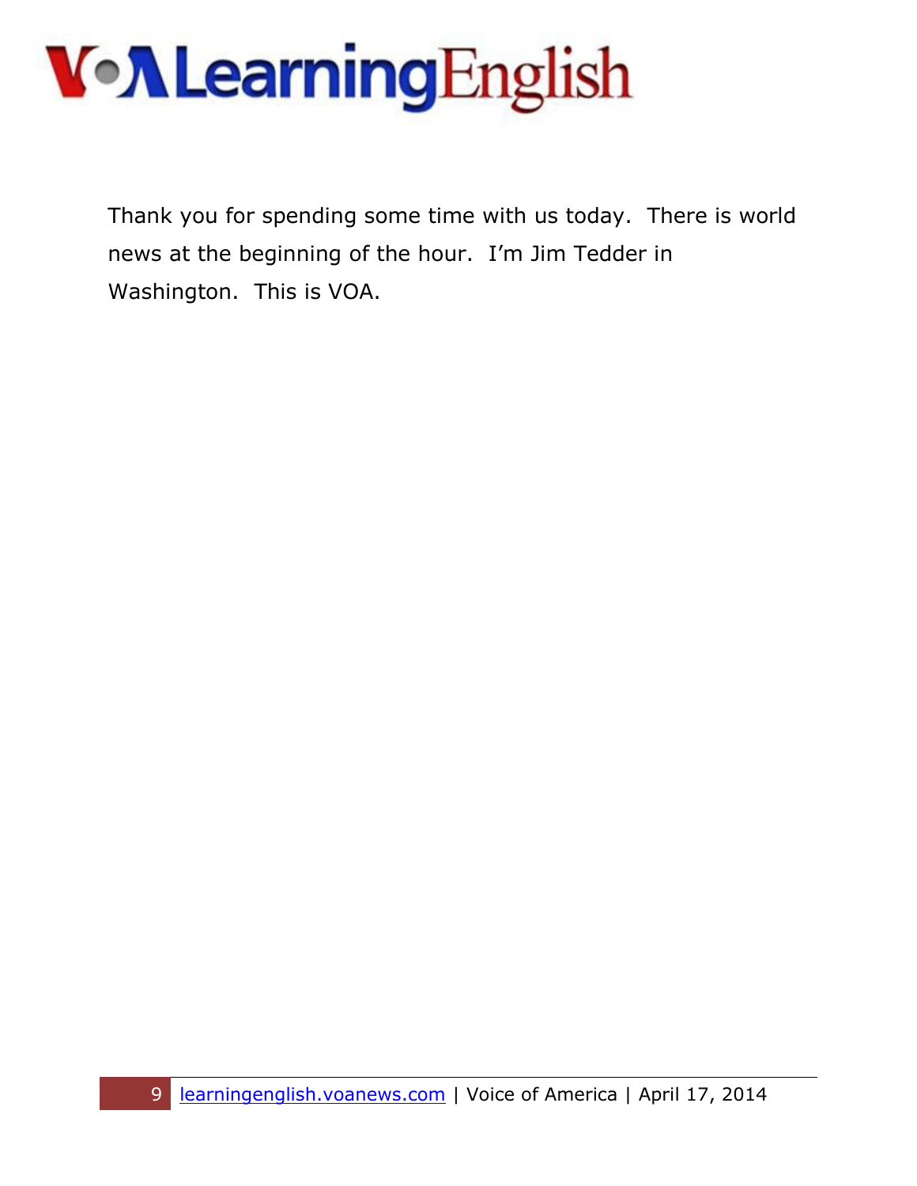Thank you for spending some time with us today. There is world news at the beginning of the hour. I'm Jim Tedder in Washington. This is VOA.